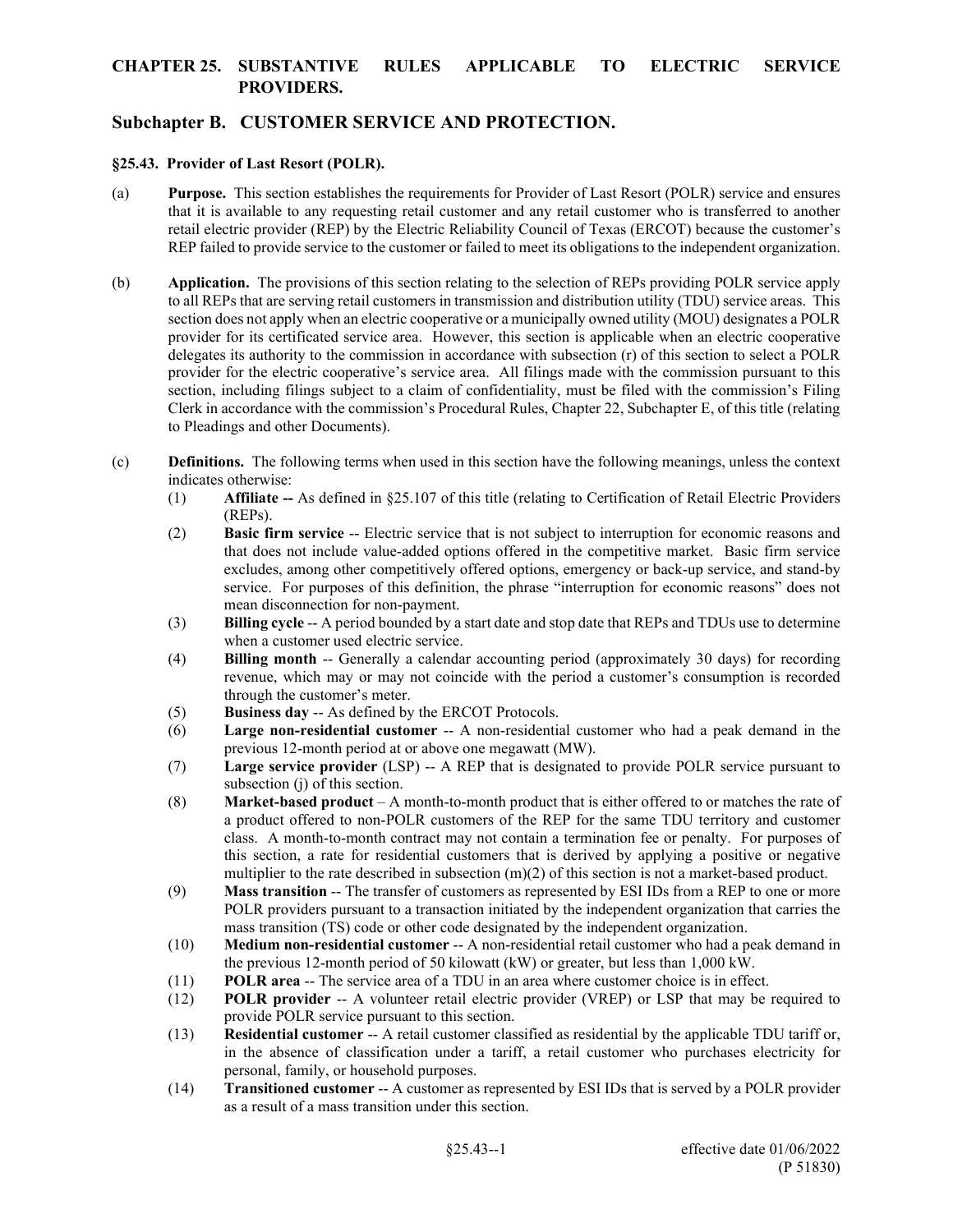# CHAPTER 25. SUBSTANTIVE RULES APPLICABLE TO ELECTRIC SERVICE PROVIDERS.

## Subchapter B. CUSTOMER SERVICE AND PROTECTION.

### §25.43. Provider of Last Resort (POLR).

(a) **Purpose.** This section establishes the requirements for Provider of Last Resort (POLR) service and ensures that it is available to any requesting retail customer and any retail customer who is transferred to another retail electric provider (REP) by the Electric Reliability Council of Texas (ERCOT) because the customer's REP failed to provide service to the customer or failed to meet its obligations to the independent organization.

(b) **Application.** The provisions of this section relating to the selection of REPs providing POLR service apply to all REPs that are serving retail customers in transmission and distribution utility (TDU) service areas. This section does not apply when an electric cooperative or a municipally owned utility (MOU) designates a POLR provider for its certificated service area. However, this section is applicable when an electric cooperative delegates its authority to the commission in accordance with subsection (r) of this section to select a POLR provider for the electric cooperative's service area. All filings made with the commission pursuant to this section, including filings subject to a claim of confidentiality, must be filed with the commission's Filing Clerk in accordance with the commission's Procedural Rules, Chapter 22, Subchapter E, of this title (relating to Pleadings and other Documents).

(c) **Definitions.** The following terms when used in this section have the following meanings, unless the context indicates otherwise:

(1) **Affiliate --** As defined in §25.107 of this title (relating to Certification of Retail Electric Providers (REPs).

(2) **Basic firm service** -- Electric service that is not subject to interruption for economic reasons and that does not include value-added options offered in the competitive market. Basic firm service excludes, among other competitively offered options, emergency or back-up service, and stand-by service. For purposes of this definition, the phrase "interruption for economic reasons" does not mean disconnection for non-payment.

(3) **Billing cycle** -- A period bounded by a start date and stop date that REPs and TDUs use to determine when a customer used electric service.

(4) **Billing month** -- Generally a calendar accounting period (approximately 30 days) for recording revenue, which may or may not coincide with the period a customer's consumption is recorded through the customer's meter.

(5) **Business day** -- As defined by the ERCOT Protocols.

(6) **Large non-residential customer** -- A non-residential customer who had a peak demand in the previous 12-month period at or above one megawatt (MW).

(7) **Large service provider** (LSP) -- A REP that is designated to provide POLR service pursuant to subsection (j) of this section.

(8) **Market-based product** – A month-to-month product that is either offered to or matches the rate of a product offered to non-POLR customers of the REP for the same TDU territory and customer class. A month-to-month contract may not contain a termination fee or penalty. For purposes of this section, a rate for residential customers that is derived by applying a positive or negative multiplier to the rate described in subsection (m)(2) of this section is not a market-based product.

(9) **Mass transition** -- The transfer of customers as represented by ESI IDs from a REP to one or more POLR providers pursuant to a transaction initiated by the independent organization that carries the mass transition (TS) code or other code designated by the independent organization.

(10) **Medium non-residential customer** -- A non-residential retail customer who had a peak demand in the previous 12-month period of 50 kilowatt (kW) or greater, but less than 1,000 kW.

(11) **POLR area** -- The service area of a TDU in an area where customer choice is in effect.

(12) **POLR provider** -- A volunteer retail electric provider (VREP) or LSP that may be required to provide POLR service pursuant to this section.

(13) **Residential customer** -- A retail customer classified as residential by the applicable TDU tariff or, in the absence of classification under a tariff, a retail customer who purchases electricity for personal, family, or household purposes.

(14) **Transitioned customer** -- A customer as represented by ESI IDs that is served by a POLR provider as a result of a mass transition under this section.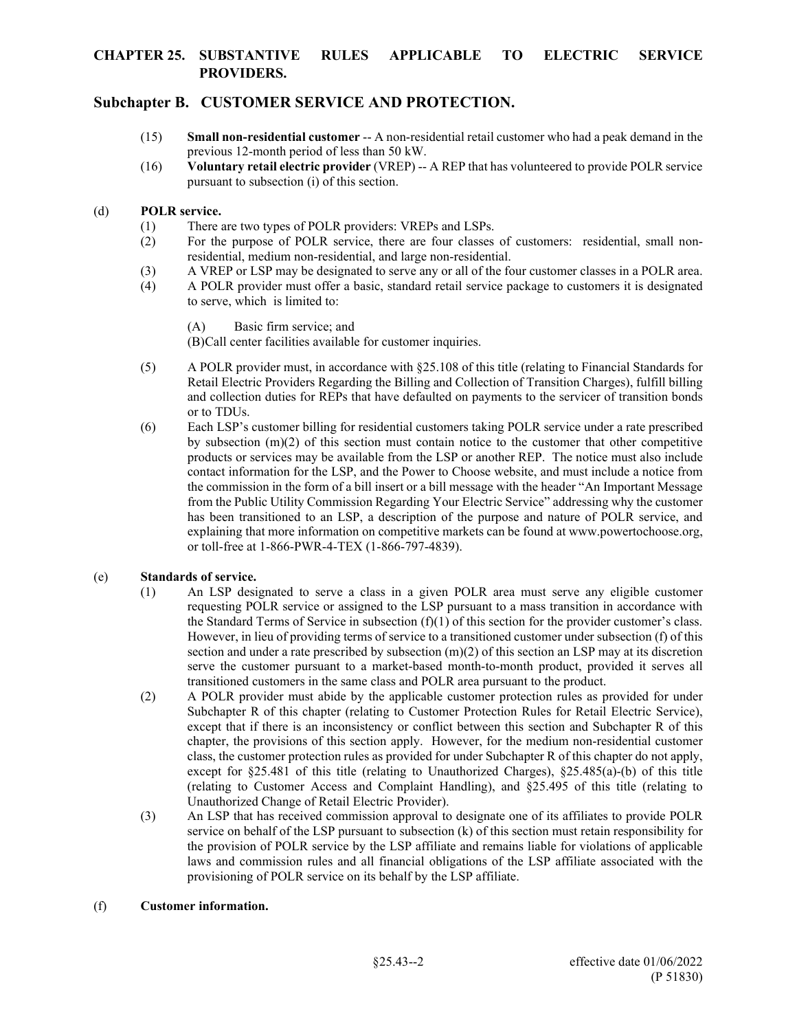(15) **Small non-residential customer** -- A non-residential retail customer who had a peak demand in the previous 12-month period of less than 50 kW.

(16) **Voluntary retail electric provider** (VREP) -- A REP that has volunteered to provide POLR service pursuant to subsection (i) of this section.

(d) **POLR service.**

(1) There are two types of POLR providers: VREPs and LSPs.

(2) For the purpose of POLR service, there are four classes of customers: residential, small non-residential, medium non-residential, and large non-residential.

(3) A VREP or LSP may be designated to serve any or all of the four customer classes in a POLR area.

(4) A POLR provider must offer a basic, standard retail service package to customers it is designated to serve, which is limited to:

(A) Basic firm service; and

(B) Call center facilities available for customer inquiries.

(5) A POLR provider must, in accordance with §25.108 of this title (relating to Financial Standards for Retail Electric Providers Regarding the Billing and Collection of Transition Charges), fulfill billing and collection duties for REPs that have defaulted on payments to the servicer of transition bonds or to TDUs.

(6) Each LSP's customer billing for residential customers taking POLR service under a rate prescribed by subsection (m)(2) of this section must contain notice to the customer that other competitive products or services may be available from the LSP or another REP. The notice must also include contact information for the LSP, and the Power to Choose website, and must include a notice from the commission in the form of a bill insert or a bill message with the header "An Important Message from the Public Utility Commission Regarding Your Electric Service" addressing why the customer has been transitioned to an LSP, a description of the purpose and nature of POLR service, and explaining that more information on competitive markets can be found at www.powertochoose.org, or toll-free at 1-866-PWR-4-TEX (1-866-797-4839).

(e) **Standards of service.**

(1) An LSP designated to serve a class in a given POLR area must serve any eligible customer requesting POLR service or assigned to the LSP pursuant to a mass transition in accordance with the Standard Terms of Service in subsection (f)(1) of this section for the provider customer's class. However, in lieu of providing terms of service to a transitioned customer under subsection (f) of this section and under a rate prescribed by subsection (m)(2) of this section an LSP may at its discretion serve the customer pursuant to a market-based month-to-month product, provided it serves all transitioned customers in the same class and POLR area pursuant to the product.

(2) A POLR provider must abide by the applicable customer protection rules as provided for under Subchapter R of this chapter (relating to Customer Protection Rules for Retail Electric Service), except that if there is an inconsistency or conflict between this section and Subchapter R of this chapter, the provisions of this section apply. However, for the medium non-residential customer class, the customer protection rules as provided for under Subchapter R of this chapter do not apply, except for §25.481 of this title (relating to Unauthorized Charges), §25.485(a)-(b) of this title (relating to Customer Access and Complaint Handling), and §25.495 of this title (relating to Unauthorized Change of Retail Electric Provider).

(3) An LSP that has received commission approval to designate one of its affiliates to provide POLR service on behalf of the LSP pursuant to subsection (k) of this section must retain responsibility for the provision of POLR service by the LSP affiliate and remains liable for violations of applicable laws and commission rules and all financial obligations of the LSP affiliate associated with the provisioning of POLR service on its behalf by the LSP affiliate.

(f) **Customer information.**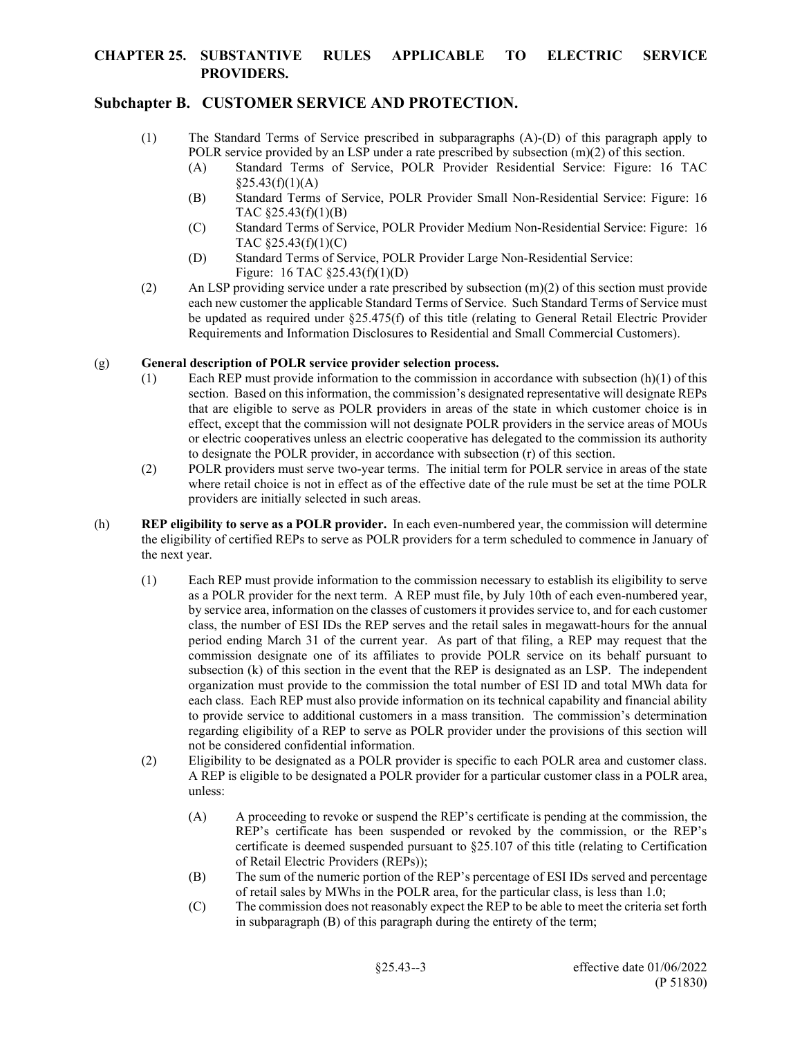(1) The Standard Terms of Service prescribed in subparagraphs (A)-(D) of this paragraph apply to POLR service provided by an LSP under a rate prescribed by subsection (m)(2) of this section.

- (A) Standard Terms of Service, POLR Provider Residential Service: Figure: 16 TAC §25.43(f)(1)(A)
- (B) Standard Terms of Service, POLR Provider Small Non-Residential Service: Figure: 16 TAC §25.43(f)(1)(B)
- (C) Standard Terms of Service, POLR Provider Medium Non-Residential Service: Figure: 16 TAC §25.43(f)(1)(C)
- (D) Standard Terms of Service, POLR Provider Large Non-Residential Service: Figure: 16 TAC §25.43(f)(1)(D)

(2) An LSP providing service under a rate prescribed by subsection (m)(2) of this section must provide each new customer the applicable Standard Terms of Service. Such Standard Terms of Service must be updated as required under §25.475(f) of this title (relating to General Retail Electric Provider Requirements and Information Disclosures to Residential and Small Commercial Customers).

(g) **General description of POLR service provider selection process.**

(1) Each REP must provide information to the commission in accordance with subsection (h)(1) of this section. Based on this information, the commission's designated representative will designate REPs that are eligible to serve as POLR providers in areas of the state in which customer choice is in effect, except that the commission will not designate POLR providers in the service areas of MOUs or electric cooperatives unless an electric cooperative has delegated to the commission its authority to designate the POLR provider, in accordance with subsection (r) of this section.

(2) POLR providers must serve two-year terms. The initial term for POLR service in areas of the state where retail choice is not in effect as of the effective date of the rule must be set at the time POLR providers are initially selected in such areas.

(h) **REP eligibility to serve as a POLR provider.** In each even-numbered year, the commission will determine the eligibility of certified REPs to serve as POLR providers for a term scheduled to commence in January of the next year.

(1) Each REP must provide information to the commission necessary to establish its eligibility to serve as a POLR provider for the next term. A REP must file, by July 10th of each even-numbered year, by service area, information on the classes of customers it provides service to, and for each customer class, the number of ESI IDs the REP serves and the retail sales in megawatt-hours for the annual period ending March 31 of the current year. As part of that filing, a REP may request that the commission designate one of its affiliates to provide POLR service on its behalf pursuant to subsection (k) of this section in the event that the REP is designated as an LSP. The independent organization must provide to the commission the total number of ESI ID and total MWh data for each class. Each REP must also provide information on its technical capability and financial ability to provide service to additional customers in a mass transition. The commission's determination regarding eligibility of a REP to serve as POLR provider under the provisions of this section will not be considered confidential information.

(2) Eligibility to be designated as a POLR provider is specific to each POLR area and customer class. A REP is eligible to be designated a POLR provider for a particular customer class in a POLR area, unless:

- (A) A proceeding to revoke or suspend the REP's certificate is pending at the commission, the REP's certificate has been suspended or revoked by the commission, or the REP's certificate is deemed suspended pursuant to §25.107 of this title (relating to Certification of Retail Electric Providers (REPs));
- (B) The sum of the numeric portion of the REP's percentage of ESI IDs served and percentage of retail sales by MWhs in the POLR area, for the particular class, is less than 1.0;
- (C) The commission does not reasonably expect the REP to be able to meet the criteria set forth in subparagraph (B) of this paragraph during the entirety of the term;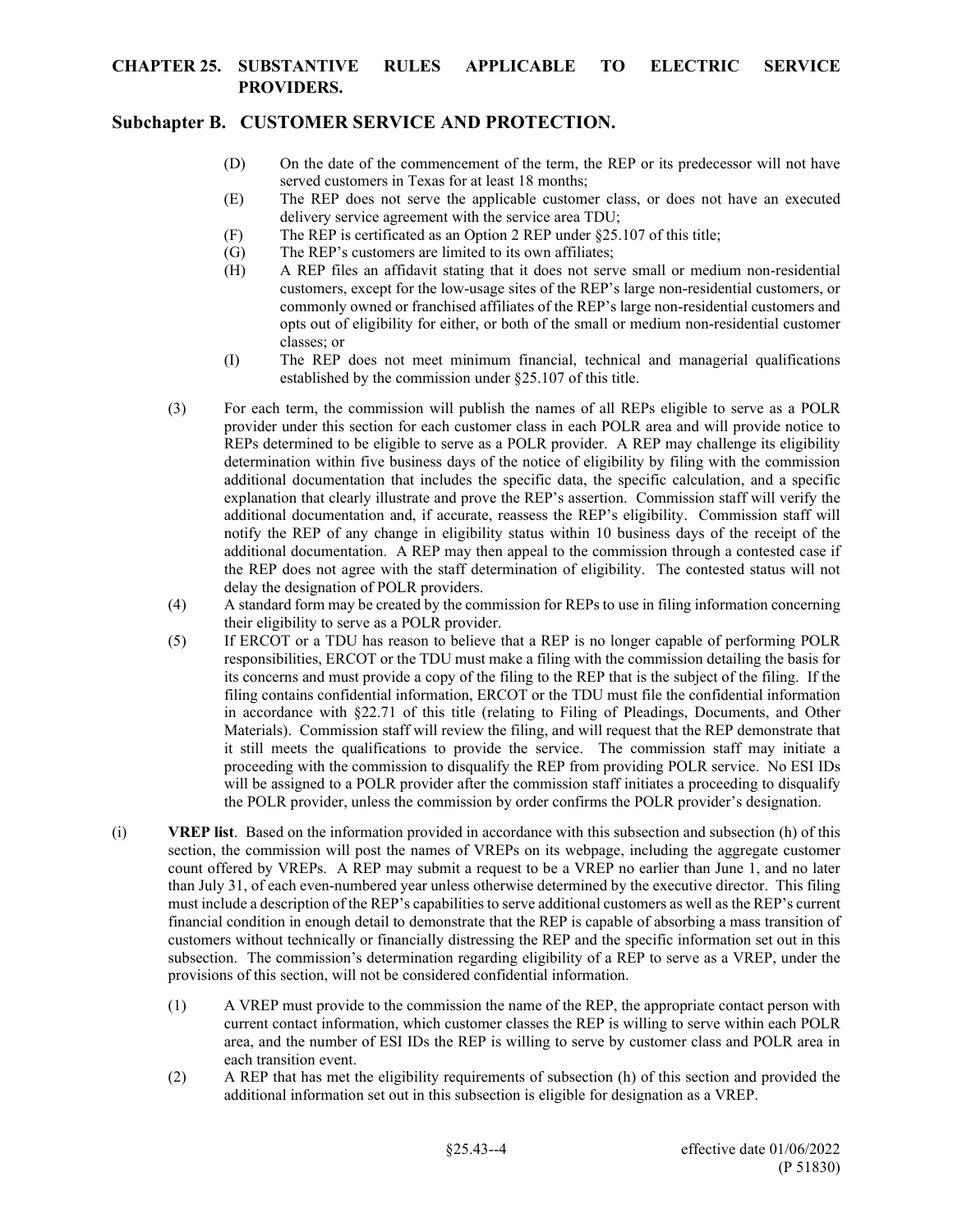(D) On the date of the commencement of the term, the REP or its predecessor will not have served customers in Texas for at least 18 months;

(E) The REP does not serve the applicable customer class, or does not have an executed delivery service agreement with the service area TDU;

(F) The REP is certificated as an Option 2 REP under §25.107 of this title;

(G) The REP's customers are limited to its own affiliates;

(H) A REP files an affidavit stating that it does not serve small or medium non-residential customers, except for the low-usage sites of the REP's large non-residential customers, or commonly owned or franchised affiliates of the REP's large non-residential customers and opts out of eligibility for either, or both of the small or medium non-residential customer classes; or

(I) The REP does not meet minimum financial, technical and managerial qualifications established by the commission under §25.107 of this title.

(3) For each term, the commission will publish the names of all REPs eligible to serve as a POLR provider under this section for each customer class in each POLR area and will provide notice to REPs determined to be eligible to serve as a POLR provider. A REP may challenge its eligibility determination within five business days of the notice of eligibility by filing with the commission additional documentation that includes the specific data, the specific calculation, and a specific explanation that clearly illustrate and prove the REP's assertion. Commission staff will verify the additional documentation and, if accurate, reassess the REP's eligibility. Commission staff will notify the REP of any change in eligibility status within 10 business days of the receipt of the additional documentation. A REP may then appeal to the commission through a contested case if the REP does not agree with the staff determination of eligibility. The contested status will not delay the designation of POLR providers.

(4) A standard form may be created by the commission for REPs to use in filing information concerning their eligibility to serve as a POLR provider.

(5) If ERCOT or a TDU has reason to believe that a REP is no longer capable of performing POLR responsibilities, ERCOT or the TDU must make a filing with the commission detailing the basis for its concerns and must provide a copy of the filing to the REP that is the subject of the filing. If the filing contains confidential information, ERCOT or the TDU must file the confidential information in accordance with §22.71 of this title (relating to Filing of Pleadings, Documents, and Other Materials). Commission staff will review the filing, and will request that the REP demonstrate that it still meets the qualifications to provide the service. The commission staff may initiate a proceeding with the commission to disqualify the REP from providing POLR service. No ESI IDs will be assigned to a POLR provider after the commission staff initiates a proceeding to disqualify the POLR provider, unless the commission by order confirms the POLR provider's designation.

(i) **VREP list**. Based on the information provided in accordance with this subsection and subsection (h) of this section, the commission will post the names of VREPs on its webpage, including the aggregate customer count offered by VREPs. A REP may submit a request to be a VREP no earlier than June 1, and no later than July 31, of each even-numbered year unless otherwise determined by the executive director. This filing must include a description of the REP's capabilities to serve additional customers as well as the REP's current financial condition in enough detail to demonstrate that the REP is capable of absorbing a mass transition of customers without technically or financially distressing the REP and the specific information set out in this subsection. The commission's determination regarding eligibility of a REP to serve as a VREP, under the provisions of this section, will not be considered confidential information.

(1) A VREP must provide to the commission the name of the REP, the appropriate contact person with current contact information, which customer classes the REP is willing to serve within each POLR area, and the number of ESI IDs the REP is willing to serve by customer class and POLR area in each transition event.

(2) A REP that has met the eligibility requirements of subsection (h) of this section and provided the additional information set out in this subsection is eligible for designation as a VREP.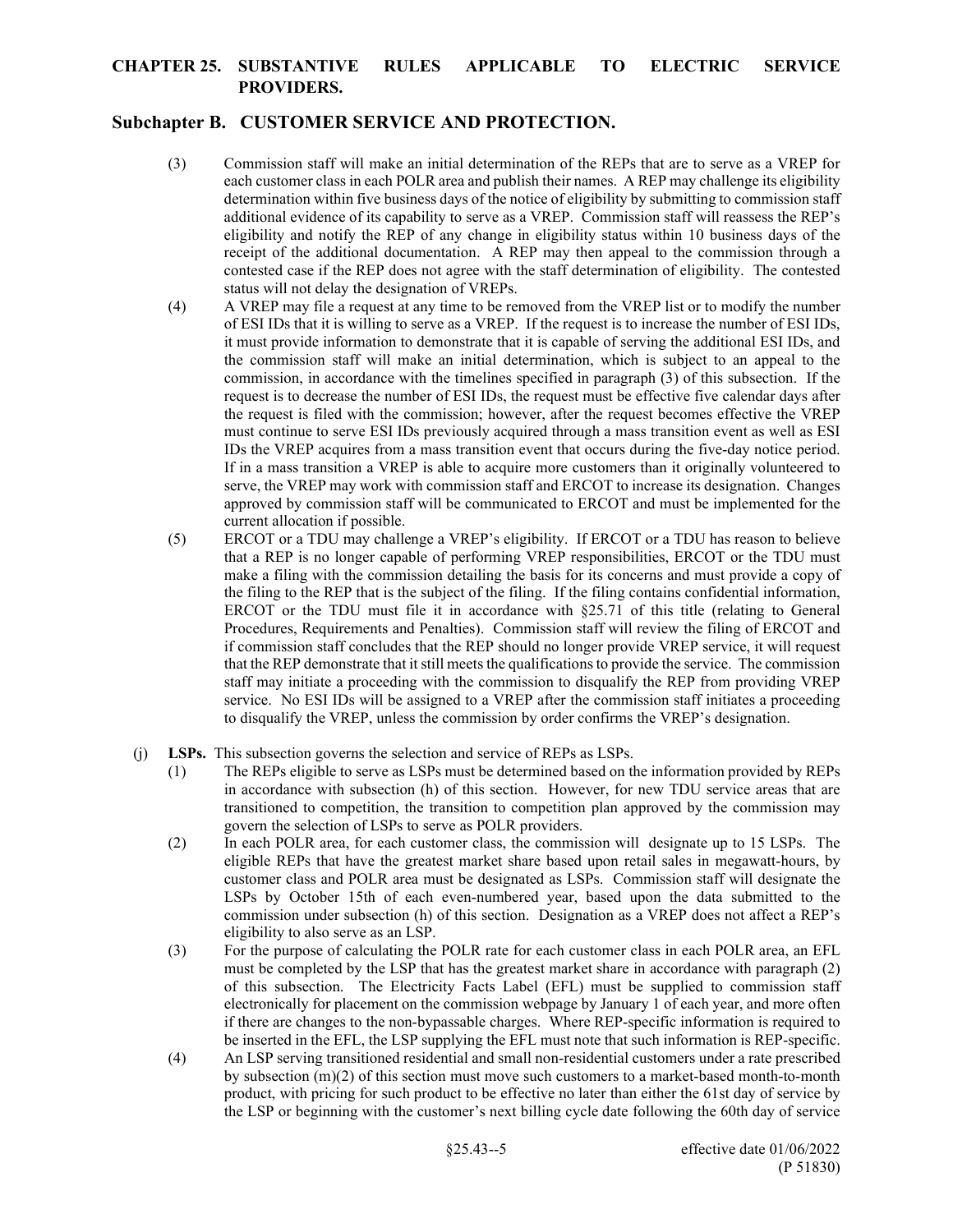(3) Commission staff will make an initial determination of the REPs that are to serve as a VREP for each customer class in each POLR area and publish their names. A REP may challenge its eligibility determination within five business days of the notice of eligibility by submitting to commission staff additional evidence of its capability to serve as a VREP. Commission staff will reassess the REP's eligibility and notify the REP of any change in eligibility status within 10 business days of the receipt of the additional documentation. A REP may then appeal to the commission through a contested case if the REP does not agree with the staff determination of eligibility. The contested status will not delay the designation of VREPs.

(4) A VREP may file a request at any time to be removed from the VREP list or to modify the number of ESI IDs that it is willing to serve as a VREP. If the request is to increase the number of ESI IDs, it must provide information to demonstrate that it is capable of serving the additional ESI IDs, and the commission staff will make an initial determination, which is subject to an appeal to the commission, in accordance with the timelines specified in paragraph (3) of this subsection. If the request is to decrease the number of ESI IDs, the request must be effective five calendar days after the request is filed with the commission; however, after the request becomes effective the VREP must continue to serve ESI IDs previously acquired through a mass transition event as well as ESI IDs the VREP acquires from a mass transition event that occurs during the five-day notice period. If in a mass transition a VREP is able to acquire more customers than it originally volunteered to serve, the VREP may work with commission staff and ERCOT to increase its designation. Changes approved by commission staff will be communicated to ERCOT and must be implemented for the current allocation if possible.

(5) ERCOT or a TDU may challenge a VREP's eligibility. If ERCOT or a TDU has reason to believe that a REP is no longer capable of performing VREP responsibilities, ERCOT or the TDU must make a filing with the commission detailing the basis for its concerns and must provide a copy of the filing to the REP that is the subject of the filing. If the filing contains confidential information, ERCOT or the TDU must file it in accordance with §25.71 of this title (relating to General Procedures, Requirements and Penalties). Commission staff will review the filing of ERCOT and if commission staff concludes that the REP should no longer provide VREP service, it will request that the REP demonstrate that it still meets the qualifications to provide the service. The commission staff may initiate a proceeding with the commission to disqualify the REP from providing VREP service. No ESI IDs will be assigned to a VREP after the commission staff initiates a proceeding to disqualify the VREP, unless the commission by order confirms the VREP's designation.

(j) **LSPs.** This subsection governs the selection and service of REPs as LSPs.

(1) The REPs eligible to serve as LSPs must be determined based on the information provided by REPs in accordance with subsection (h) of this section. However, for new TDU service areas that are transitioned to competition, the transition to competition plan approved by the commission may govern the selection of LSPs to serve as POLR providers.

(2) In each POLR area, for each customer class, the commission will designate up to 15 LSPs. The eligible REPs that have the greatest market share based upon retail sales in megawatt-hours, by customer class and POLR area must be designated as LSPs. Commission staff will designate the LSPs by October 15th of each even-numbered year, based upon the data submitted to the commission under subsection (h) of this section. Designation as a VREP does not affect a REP's eligibility to also serve as an LSP.

(3) For the purpose of calculating the POLR rate for each customer class in each POLR area, an EFL must be completed by the LSP that has the greatest market share in accordance with paragraph (2) of this subsection. The Electricity Facts Label (EFL) must be supplied to commission staff electronically for placement on the commission webpage by January 1 of each year, and more often if there are changes to the non-bypassable charges. Where REP-specific information is required to be inserted in the EFL, the LSP supplying the EFL must note that such information is REP-specific.

(4) An LSP serving transitioned residential and small non-residential customers under a rate prescribed by subsection (m)(2) of this section must move such customers to a market-based month-to-month product, with pricing for such product to be effective no later than either the 61st day of service by the LSP or beginning with the customer's next billing cycle date following the 60th day of service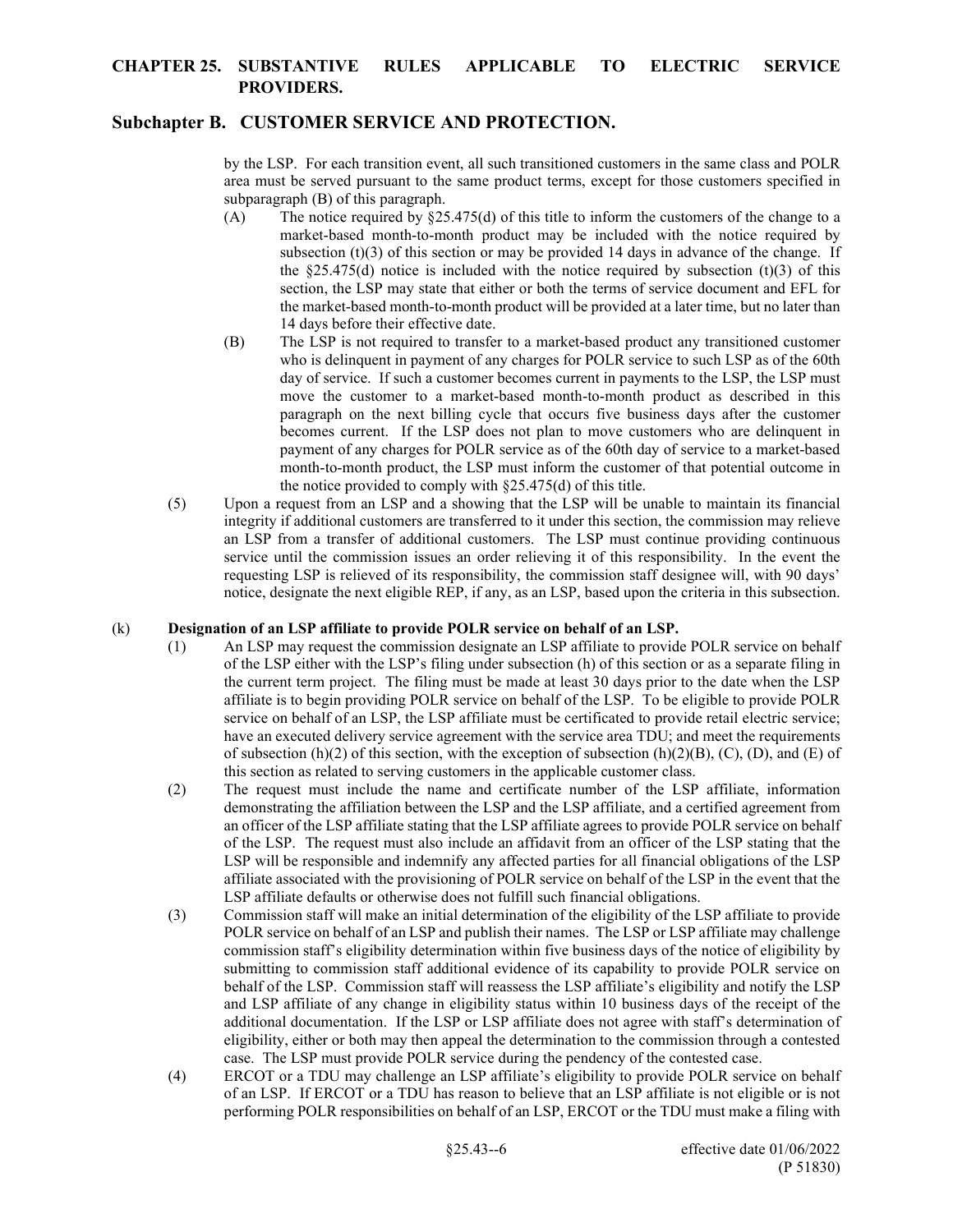by the LSP. For each transition event, all such transitioned customers in the same class and POLR area must be served pursuant to the same product terms, except for those customers specified in subparagraph (B) of this paragraph.

(A) The notice required by §25.475(d) of this title to inform the customers of the change to a market-based month-to-month product may be included with the notice required by subsection (t)(3) of this section or may be provided 14 days in advance of the change. If the §25.475(d) notice is included with the notice required by subsection (t)(3) of this section, the LSP may state that either or both the terms of service document and EFL for the market-based month-to-month product will be provided at a later time, but no later than 14 days before their effective date.

(B) The LSP is not required to transfer to a market-based product any transitioned customer who is delinquent in payment of any charges for POLR service to such LSP as of the 60th day of service. If such a customer becomes current in payments to the LSP, the LSP must move the customer to a market-based month-to-month product as described in this paragraph on the next billing cycle that occurs five business days after the customer becomes current. If the LSP does not plan to move customers who are delinquent in payment of any charges for POLR service as of the 60th day of service to a market-based month-to-month product, the LSP must inform the customer of that potential outcome in the notice provided to comply with §25.475(d) of this title.

(5) Upon a request from an LSP and a showing that the LSP will be unable to maintain its financial integrity if additional customers are transferred to it under this section, the commission may relieve an LSP from a transfer of additional customers. The LSP must continue providing continuous service until the commission issues an order relieving it of this responsibility. In the event the requesting LSP is relieved of its responsibility, the commission staff designee will, with 90 days' notice, designate the next eligible REP, if any, as an LSP, based upon the criteria in this subsection.

(k) **Designation of an LSP affiliate to provide POLR service on behalf of an LSP.**

(1) An LSP may request the commission designate an LSP affiliate to provide POLR service on behalf of the LSP either with the LSP's filing under subsection (h) of this section or as a separate filing in the current term project. The filing must be made at least 30 days prior to the date when the LSP affiliate is to begin providing POLR service on behalf of the LSP. To be eligible to provide POLR service on behalf of an LSP, the LSP affiliate must be certificated to provide retail electric service; have an executed delivery service agreement with the service area TDU; and meet the requirements of subsection (h)(2) of this section, with the exception of subsection (h)(2)(B), (C), (D), and (E) of this section as related to serving customers in the applicable customer class.

(2) The request must include the name and certificate number of the LSP affiliate, information demonstrating the affiliation between the LSP and the LSP affiliate, and a certified agreement from an officer of the LSP affiliate stating that the LSP affiliate agrees to provide POLR service on behalf of the LSP. The request must also include an affidavit from an officer of the LSP stating that the LSP will be responsible and indemnify any affected parties for all financial obligations of the LSP affiliate associated with the provisioning of POLR service on behalf of the LSP in the event that the LSP affiliate defaults or otherwise does not fulfill such financial obligations.

(3) Commission staff will make an initial determination of the eligibility of the LSP affiliate to provide POLR service on behalf of an LSP and publish their names. The LSP or LSP affiliate may challenge commission staff's eligibility determination within five business days of the notice of eligibility by submitting to commission staff additional evidence of its capability to provide POLR service on behalf of the LSP. Commission staff will reassess the LSP affiliate's eligibility and notify the LSP and LSP affiliate of any change in eligibility status within 10 business days of the receipt of the additional documentation. If the LSP or LSP affiliate does not agree with staff's determination of eligibility, either or both may then appeal the determination to the commission through a contested case. The LSP must provide POLR service during the pendency of the contested case.

(4) ERCOT or a TDU may challenge an LSP affiliate's eligibility to provide POLR service on behalf of an LSP. If ERCOT or a TDU has reason to believe that an LSP affiliate is not eligible or is not performing POLR responsibilities on behalf of an LSP, ERCOT or the TDU must make a filing with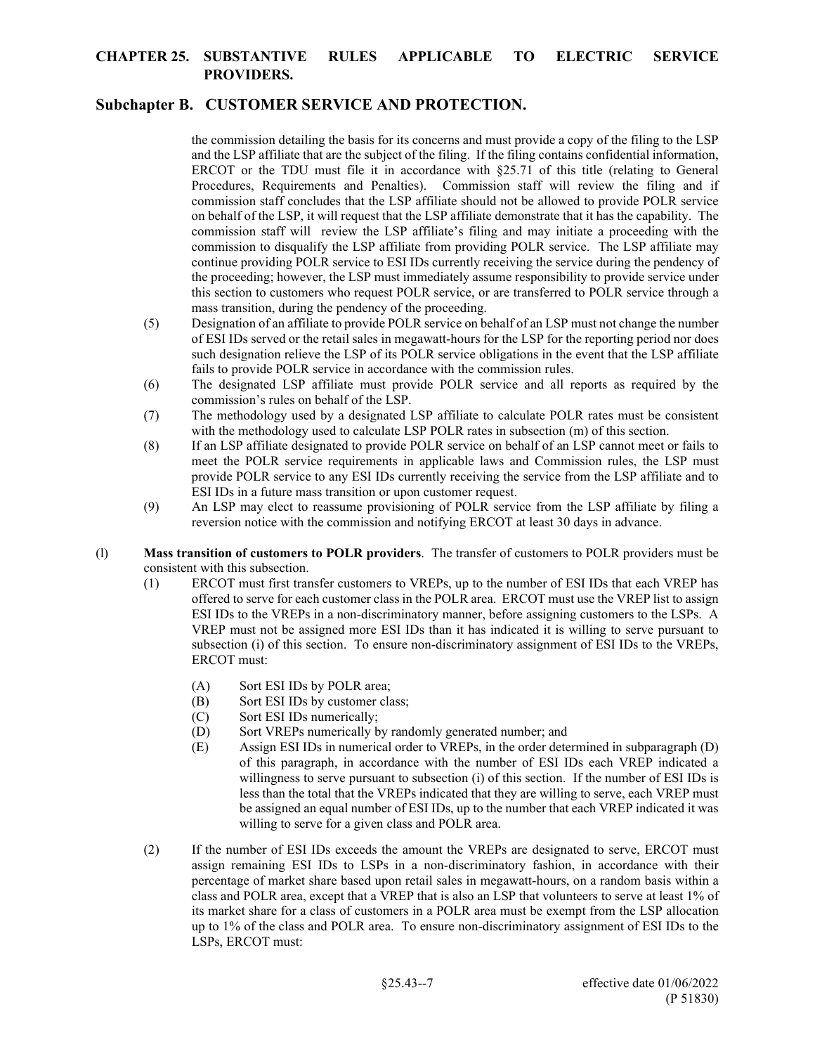the commission detailing the basis for its concerns and must provide a copy of the filing to the LSP and the LSP affiliate that are the subject of the filing. If the filing contains confidential information, ERCOT or the TDU must file it in accordance with §25.71 of this title (relating to General Procedures, Requirements and Penalties). Commission staff will review the filing and if commission staff concludes that the LSP affiliate should not be allowed to provide POLR service on behalf of the LSP, it will request that the LSP affiliate demonstrate that it has the capability. The commission staff will review the LSP affiliate's filing and may initiate a proceeding with the commission to disqualify the LSP affiliate from providing POLR service. The LSP affiliate may continue providing POLR service to ESI IDs currently receiving the service during the pendency of the proceeding; however, the LSP must immediately assume responsibility to provide service under this section to customers who request POLR service, or are transferred to POLR service through a mass transition, during the pendency of the proceeding.

(5) Designation of an affiliate to provide POLR service on behalf of an LSP must not change the number of ESI IDs served or the retail sales in megawatt-hours for the LSP for the reporting period nor does such designation relieve the LSP of its POLR service obligations in the event that the LSP affiliate fails to provide POLR service in accordance with the commission rules.

(6) The designated LSP affiliate must provide POLR service and all reports as required by the commission's rules on behalf of the LSP.

(7) The methodology used by a designated LSP affiliate to calculate POLR rates must be consistent with the methodology used to calculate LSP POLR rates in subsection (m) of this section.

(8) If an LSP affiliate designated to provide POLR service on behalf of an LSP cannot meet or fails to meet the POLR service requirements in applicable laws and Commission rules, the LSP must provide POLR service to any ESI IDs currently receiving the service from the LSP affiliate and to ESI IDs in a future mass transition or upon customer request.

(9) An LSP may elect to reassume provisioning of POLR service from the LSP affiliate by filing a reversion notice with the commission and notifying ERCOT at least 30 days in advance.

(l) **Mass transition of customers to POLR providers**. The transfer of customers to POLR providers must be consistent with this subsection.

(1) ERCOT must first transfer customers to VREPs, up to the number of ESI IDs that each VREP has offered to serve for each customer class in the POLR area. ERCOT must use the VREP list to assign ESI IDs to the VREPs in a non-discriminatory manner, before assigning customers to the LSPs. A VREP must not be assigned more ESI IDs than it has indicated it is willing to serve pursuant to subsection (i) of this section. To ensure non-discriminatory assignment of ESI IDs to the VREPs, ERCOT must:

(A) Sort ESI IDs by POLR area;

(B) Sort ESI IDs by customer class;

(C) Sort ESI IDs numerically;

(D) Sort VREPs numerically by randomly generated number; and

(E) Assign ESI IDs in numerical order to VREPs, in the order determined in subparagraph (D) of this paragraph, in accordance with the number of ESI IDs each VREP indicated a willingness to serve pursuant to subsection (i) of this section. If the number of ESI IDs is less than the total that the VREPs indicated that they are willing to serve, each VREP must be assigned an equal number of ESI IDs, up to the number that each VREP indicated it was willing to serve for a given class and POLR area.

(2) If the number of ESI IDs exceeds the amount the VREPs are designated to serve, ERCOT must assign remaining ESI IDs to LSPs in a non-discriminatory fashion, in accordance with their percentage of market share based upon retail sales in megawatt-hours, on a random basis within a class and POLR area, except that a VREP that is also an LSP that volunteers to serve at least 1% of its market share for a class of customers in a POLR area must be exempt from the LSP allocation up to 1% of the class and POLR area. To ensure non-discriminatory assignment of ESI IDs to the LSPs, ERCOT must: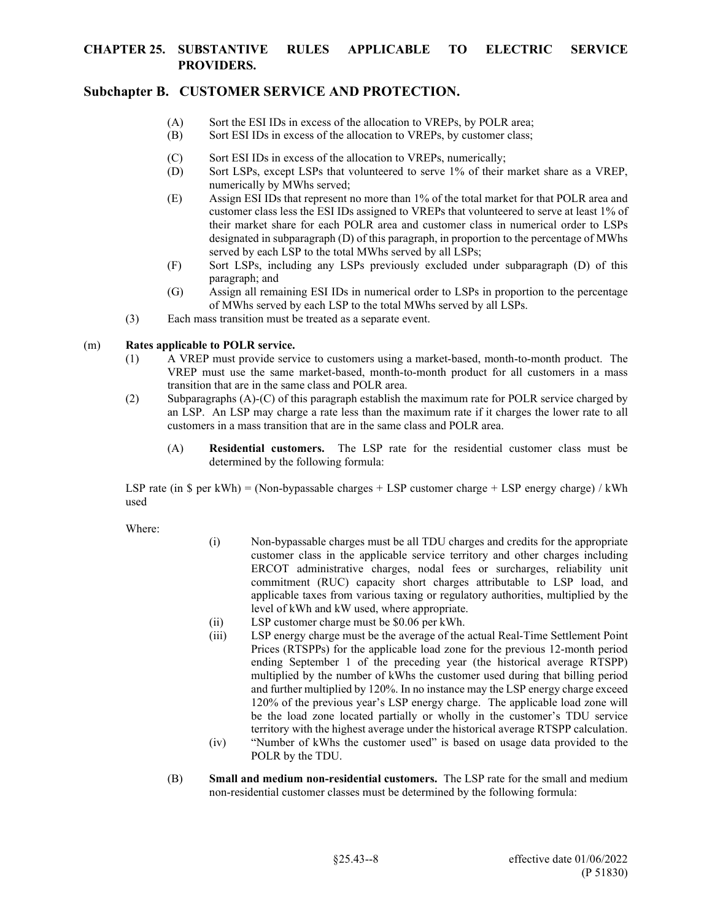(A) Sort the ESI IDs in excess of the allocation to VREPs, by POLR area;

(B) Sort ESI IDs in excess of the allocation to VREPs, by customer class;

(C) Sort ESI IDs in excess of the allocation to VREPs, numerically;

(D) Sort LSPs, except LSPs that volunteered to serve 1% of their market share as a VREP, numerically by MWhs served;

(E) Assign ESI IDs that represent no more than 1% of the total market for that POLR area and customer class less the ESI IDs assigned to VREPs that volunteered to serve at least 1% of their market share for each POLR area and customer class in numerical order to LSPs designated in subparagraph (D) of this paragraph, in proportion to the percentage of MWhs served by each LSP to the total MWhs served by all LSPs;

(F) Sort LSPs, including any LSPs previously excluded under subparagraph (D) of this paragraph; and

(G) Assign all remaining ESI IDs in numerical order to LSPs in proportion to the percentage of MWhs served by each LSP to the total MWhs served by all LSPs.

(3) Each mass transition must be treated as a separate event.

(m) **Rates applicable to POLR service.**

(1) A VREP must provide service to customers using a market-based, month-to-month product. The VREP must use the same market-based, month-to-month product for all customers in a mass transition that are in the same class and POLR area.

(2) Subparagraphs (A)-(C) of this paragraph establish the maximum rate for POLR service charged by an LSP. An LSP may charge a rate less than the maximum rate if it charges the lower rate to all customers in a mass transition that are in the same class and POLR area.

(A) **Residential customers.** The LSP rate for the residential customer class must be determined by the following formula:

LSP rate (in $ per kWh) = (Non-bypassable charges + LSP customer charge + LSP energy charge) / kWh used

Where:

(i) Non-bypassable charges must be all TDU charges and credits for the appropriate customer class in the applicable service territory and other charges including ERCOT administrative charges, nodal fees or surcharges, reliability unit commitment (RUC) capacity short charges attributable to LSP load, and applicable taxes from various taxing or regulatory authorities, multiplied by the level of kWh and kW used, where appropriate.

(ii) LSP customer charge must be $0.06 per kWh.

(iii) LSP energy charge must be the average of the actual Real-Time Settlement Point Prices (RTSPPs) for the applicable load zone for the previous 12-month period ending September 1 of the preceding year (the historical average RTSPP) multiplied by the number of kWhs the customer used during that billing period and further multiplied by 120%. In no instance may the LSP energy charge exceed 120% of the previous year's LSP energy charge. The applicable load zone will be the load zone located partially or wholly in the customer's TDU service territory with the highest average under the historical average RTSPP calculation.

(iv) "Number of kWhs the customer used" is based on usage data provided to the POLR by the TDU.

(B) **Small and medium non-residential customers.** The LSP rate for the small and medium non-residential customer classes must be determined by the following formula: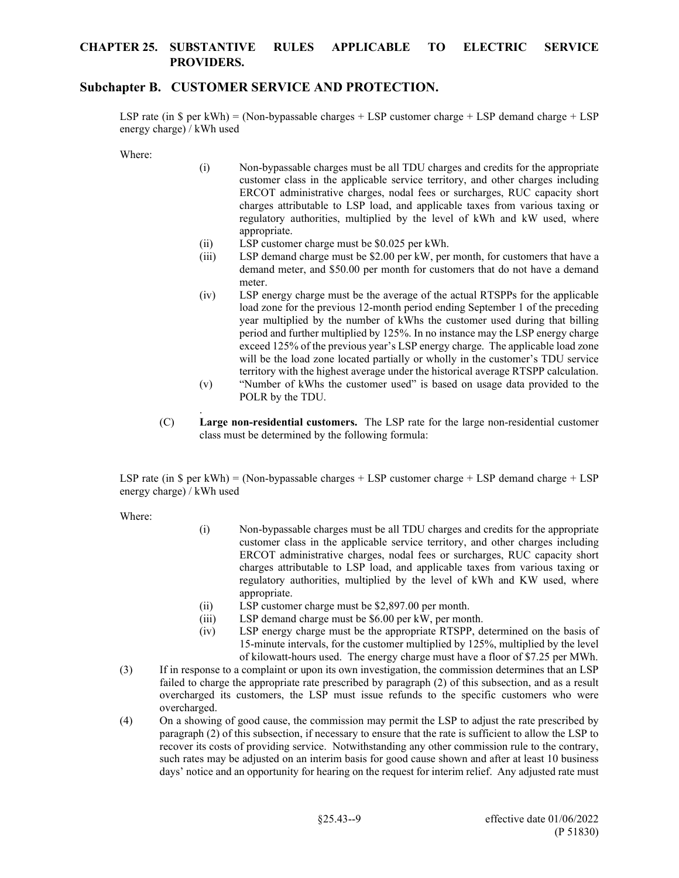LSP rate (in $ per kWh) = (Non-bypassable charges + LSP customer charge + LSP demand charge + LSP energy charge) / kWh used

Where:

- (i) Non-bypassable charges must be all TDU charges and credits for the appropriate customer class in the applicable service territory, and other charges including ERCOT administrative charges, nodal fees or surcharges, RUC capacity short charges attributable to LSP load, and applicable taxes from various taxing or regulatory authorities, multiplied by the level of kWh and kW used, where appropriate.
- (ii) LSP customer charge must be $0.025 per kWh.
- (iii) LSP demand charge must be $2.00 per kW, per month, for customers that have a demand meter, and $50.00 per month for customers that do not have a demand meter.
- (iv) LSP energy charge must be the average of the actual RTSPPs for the applicable load zone for the previous 12-month period ending September 1 of the preceding year multiplied by the number of kWhs the customer used during that billing period and further multiplied by 125%. In no instance may the LSP energy charge exceed 125% of the previous year's LSP energy charge. The applicable load zone will be the load zone located partially or wholly in the customer's TDU service territory with the highest average under the historical average RTSPP calculation.
- (v) "Number of kWhs the customer used" is based on usage data provided to the POLR by the TDU.

.

(C) **Large non-residential customers.** The LSP rate for the large non-residential customer class must be determined by the following formula:

LSP rate (in $ per kWh) = (Non-bypassable charges + LSP customer charge + LSP demand charge + LSP energy charge) / kWh used

Where:

- (i) Non-bypassable charges must be all TDU charges and credits for the appropriate customer class in the applicable service territory, and other charges including ERCOT administrative charges, nodal fees or surcharges, RUC capacity short charges attributable to LSP load, and applicable taxes from various taxing or regulatory authorities, multiplied by the level of kWh and KW used, where appropriate.
- (ii) LSP customer charge must be $2,897.00 per month.
- (iii) LSP demand charge must be $6.00 per kW, per month.
- (iv) LSP energy charge must be the appropriate RTSPP, determined on the basis of 15-minute intervals, for the customer multiplied by 125%, multiplied by the level of kilowatt-hours used. The energy charge must have a floor of $7.25 per MWh.

(3) If in response to a complaint or upon its own investigation, the commission determines that an LSP failed to charge the appropriate rate prescribed by paragraph (2) of this subsection, and as a result overcharged its customers, the LSP must issue refunds to the specific customers who were overcharged.

(4) On a showing of good cause, the commission may permit the LSP to adjust the rate prescribed by paragraph (2) of this subsection, if necessary to ensure that the rate is sufficient to allow the LSP to recover its costs of providing service. Notwithstanding any other commission rule to the contrary, such rates may be adjusted on an interim basis for good cause shown and after at least 10 business days' notice and an opportunity for hearing on the request for interim relief. Any adjusted rate must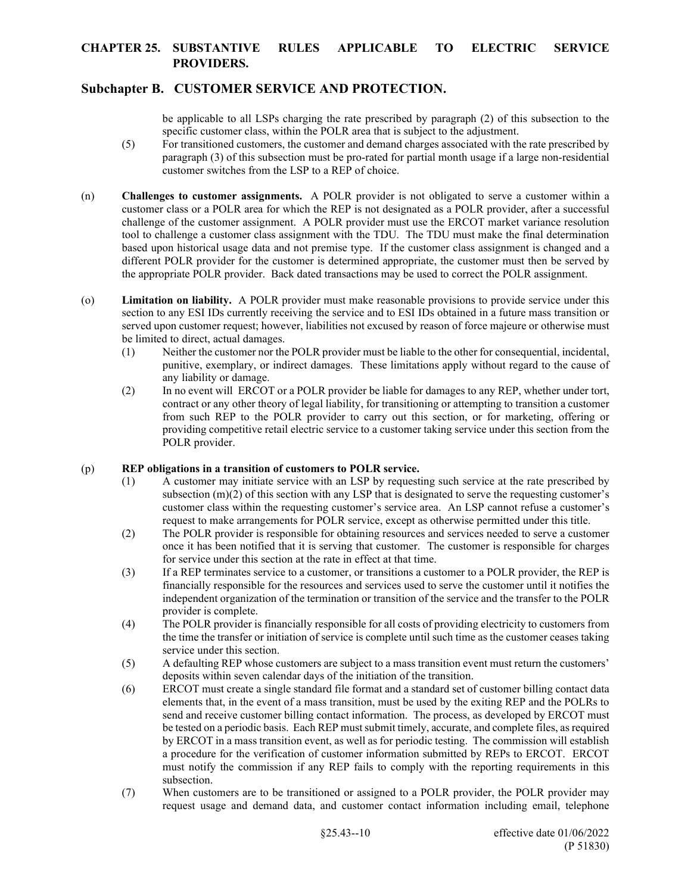be applicable to all LSPs charging the rate prescribed by paragraph (2) of this subsection to the specific customer class, within the POLR area that is subject to the adjustment.

(5) For transitioned customers, the customer and demand charges associated with the rate prescribed by paragraph (3) of this subsection must be pro-rated for partial month usage if a large non-residential customer switches from the LSP to a REP of choice.

(n) **Challenges to customer assignments.** A POLR provider is not obligated to serve a customer within a customer class or a POLR area for which the REP is not designated as a POLR provider, after a successful challenge of the customer assignment. A POLR provider must use the ERCOT market variance resolution tool to challenge a customer class assignment with the TDU. The TDU must make the final determination based upon historical usage data and not premise type. If the customer class assignment is changed and a different POLR provider for the customer is determined appropriate, the customer must then be served by the appropriate POLR provider. Back dated transactions may be used to correct the POLR assignment.

(o) **Limitation on liability.** A POLR provider must make reasonable provisions to provide service under this section to any ESI IDs currently receiving the service and to ESI IDs obtained in a future mass transition or served upon customer request; however, liabilities not excused by reason of force majeure or otherwise must be limited to direct, actual damages.

(1) Neither the customer nor the POLR provider must be liable to the other for consequential, incidental, punitive, exemplary, or indirect damages. These limitations apply without regard to the cause of any liability or damage.

(2) In no event will ERCOT or a POLR provider be liable for damages to any REP, whether under tort, contract or any other theory of legal liability, for transitioning or attempting to transition a customer from such REP to the POLR provider to carry out this section, or for marketing, offering or providing competitive retail electric service to a customer taking service under this section from the POLR provider.

(p) **REP obligations in a transition of customers to POLR service.**

(1) A customer may initiate service with an LSP by requesting such service at the rate prescribed by subsection (m)(2) of this section with any LSP that is designated to serve the requesting customer's customer class within the requesting customer's service area. An LSP cannot refuse a customer's request to make arrangements for POLR service, except as otherwise permitted under this title.

(2) The POLR provider is responsible for obtaining resources and services needed to serve a customer once it has been notified that it is serving that customer. The customer is responsible for charges for service under this section at the rate in effect at that time.

(3) If a REP terminates service to a customer, or transitions a customer to a POLR provider, the REP is financially responsible for the resources and services used to serve the customer until it notifies the independent organization of the termination or transition of the service and the transfer to the POLR provider is complete.

(4) The POLR provider is financially responsible for all costs of providing electricity to customers from the time the transfer or initiation of service is complete until such time as the customer ceases taking service under this section.

(5) A defaulting REP whose customers are subject to a mass transition event must return the customers' deposits within seven calendar days of the initiation of the transition.

(6) ERCOT must create a single standard file format and a standard set of customer billing contact data elements that, in the event of a mass transition, must be used by the exiting REP and the POLRs to send and receive customer billing contact information. The process, as developed by ERCOT must be tested on a periodic basis. Each REP must submit timely, accurate, and complete files, as required by ERCOT in a mass transition event, as well as for periodic testing. The commission will establish a procedure for the verification of customer information submitted by REPs to ERCOT. ERCOT must notify the commission if any REP fails to comply with the reporting requirements in this subsection.

(7) When customers are to be transitioned or assigned to a POLR provider, the POLR provider may request usage and demand data, and customer contact information including email, telephone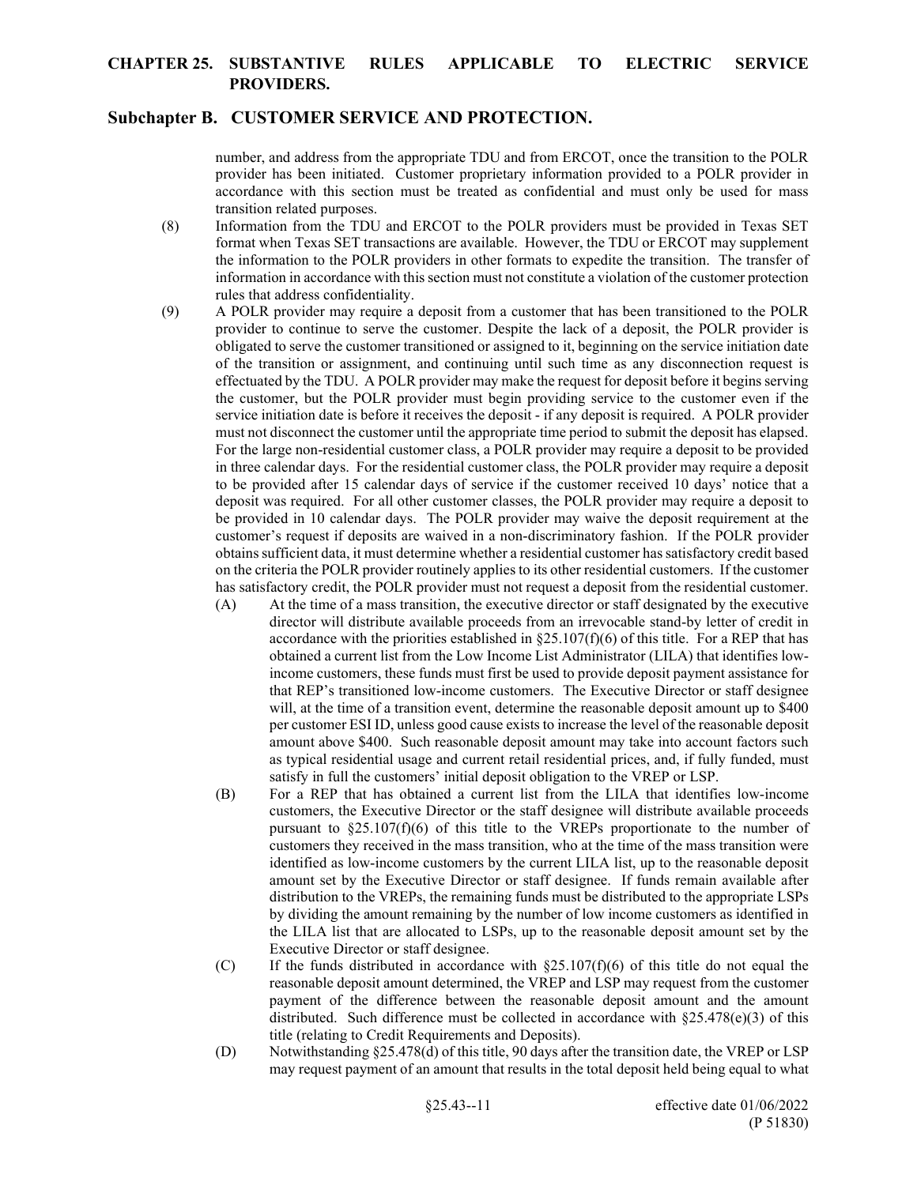number, and address from the appropriate TDU and from ERCOT, once the transition to the POLR provider has been initiated. Customer proprietary information provided to a POLR provider in accordance with this section must be treated as confidential and must only be used for mass transition related purposes.

(8) Information from the TDU and ERCOT to the POLR providers must be provided in Texas SET format when Texas SET transactions are available. However, the TDU or ERCOT may supplement the information to the POLR providers in other formats to expedite the transition. The transfer of information in accordance with this section must not constitute a violation of the customer protection rules that address confidentiality.

(9) A POLR provider may require a deposit from a customer that has been transitioned to the POLR provider to continue to serve the customer. Despite the lack of a deposit, the POLR provider is obligated to serve the customer transitioned or assigned to it, beginning on the service initiation date of the transition or assignment, and continuing until such time as any disconnection request is effectuated by the TDU. A POLR provider may make the request for deposit before it begins serving the customer, but the POLR provider must begin providing service to the customer even if the service initiation date is before it receives the deposit - if any deposit is required. A POLR provider must not disconnect the customer until the appropriate time period to submit the deposit has elapsed. For the large non-residential customer class, a POLR provider may require a deposit to be provided in three calendar days. For the residential customer class, the POLR provider may require a deposit to be provided after 15 calendar days of service if the customer received 10 days' notice that a deposit was required. For all other customer classes, the POLR provider may require a deposit to be provided in 10 calendar days. The POLR provider may waive the deposit requirement at the customer's request if deposits are waived in a non-discriminatory fashion. If the POLR provider obtains sufficient data, it must determine whether a residential customer has satisfactory credit based on the criteria the POLR provider routinely applies to its other residential customers. If the customer has satisfactory credit, the POLR provider must not request a deposit from the residential customer.

   (A) At the time of a mass transition, the executive director or staff designated by the executive director will distribute available proceeds from an irrevocable stand-by letter of credit in accordance with the priorities established in §25.107(f)(6) of this title. For a REP that has obtained a current list from the Low Income List Administrator (LILA) that identifies low-income customers, these funds must first be used to provide deposit payment assistance for that REP's transitioned low-income customers. The Executive Director or staff designee will, at the time of a transition event, determine the reasonable deposit amount up to $400 per customer ESI ID, unless good cause exists to increase the level of the reasonable deposit amount above $400. Such reasonable deposit amount may take into account factors such as typical residential usage and current retail residential prices, and, if fully funded, must satisfy in full the customers' initial deposit obligation to the VREP or LSP.

   (B) For a REP that has obtained a current list from the LILA that identifies low-income customers, the Executive Director or the staff designee will distribute available proceeds pursuant to §25.107(f)(6) of this title to the VREPs proportionate to the number of customers they received in the mass transition, who at the time of the mass transition were identified as low-income customers by the current LILA list, up to the reasonable deposit amount set by the Executive Director or staff designee. If funds remain available after distribution to the VREPs, the remaining funds must be distributed to the appropriate LSPs by dividing the amount remaining by the number of low income customers as identified in the LILA list that are allocated to LSPs, up to the reasonable deposit amount set by the Executive Director or staff designee.

   (C) If the funds distributed in accordance with §25.107(f)(6) of this title do not equal the reasonable deposit amount determined, the VREP and LSP may request from the customer payment of the difference between the reasonable deposit amount and the amount distributed. Such difference must be collected in accordance with §25.478(e)(3) of this title (relating to Credit Requirements and Deposits).

   (D) Notwithstanding §25.478(d) of this title, 90 days after the transition date, the VREP or LSP may request payment of an amount that results in the total deposit held being equal to what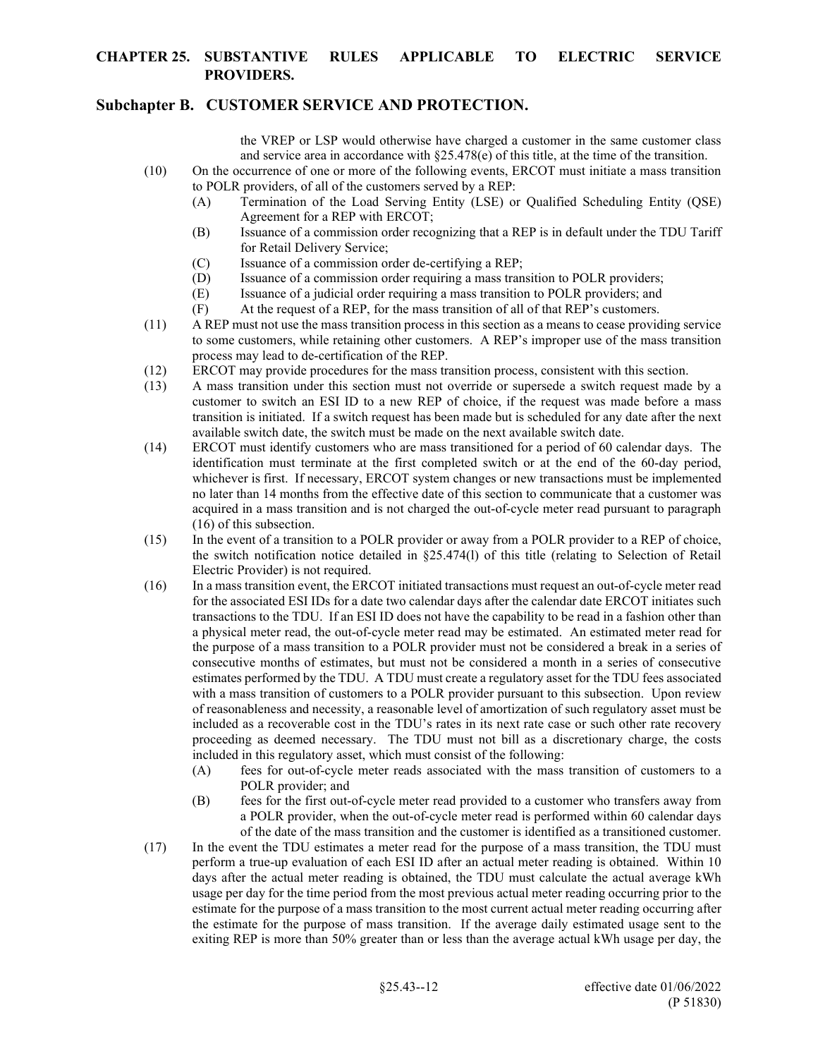the VREP or LSP would otherwise have charged a customer in the same customer class and service area in accordance with §25.478(e) of this title, at the time of the transition.

(10) On the occurrence of one or more of the following events, ERCOT must initiate a mass transition to POLR providers, of all of the customers served by a REP:

(A) Termination of the Load Serving Entity (LSE) or Qualified Scheduling Entity (QSE) Agreement for a REP with ERCOT;

(B) Issuance of a commission order recognizing that a REP is in default under the TDU Tariff for Retail Delivery Service;

(C) Issuance of a commission order de-certifying a REP;

(D) Issuance of a commission order requiring a mass transition to POLR providers;

(E) Issuance of a judicial order requiring a mass transition to POLR providers; and

(F) At the request of a REP, for the mass transition of all of that REP's customers.

(11) A REP must not use the mass transition process in this section as a means to cease providing service to some customers, while retaining other customers. A REP's improper use of the mass transition process may lead to de-certification of the REP.

(12) ERCOT may provide procedures for the mass transition process, consistent with this section.

(13) A mass transition under this section must not override or supersede a switch request made by a customer to switch an ESI ID to a new REP of choice, if the request was made before a mass transition is initiated. If a switch request has been made but is scheduled for any date after the next available switch date, the switch must be made on the next available switch date.

(14) ERCOT must identify customers who are mass transitioned for a period of 60 calendar days. The identification must terminate at the first completed switch or at the end of the 60-day period, whichever is first. If necessary, ERCOT system changes or new transactions must be implemented no later than 14 months from the effective date of this section to communicate that a customer was acquired in a mass transition and is not charged the out-of-cycle meter read pursuant to paragraph (16) of this subsection.

(15) In the event of a transition to a POLR provider or away from a POLR provider to a REP of choice, the switch notification notice detailed in §25.474(l) of this title (relating to Selection of Retail Electric Provider) is not required.

(16) In a mass transition event, the ERCOT initiated transactions must request an out-of-cycle meter read for the associated ESI IDs for a date two calendar days after the calendar date ERCOT initiates such transactions to the TDU. If an ESI ID does not have the capability to be read in a fashion other than a physical meter read, the out-of-cycle meter read may be estimated. An estimated meter read for the purpose of a mass transition to a POLR provider must not be considered a break in a series of consecutive months of estimates, but must not be considered a month in a series of consecutive estimates performed by the TDU. A TDU must create a regulatory asset for the TDU fees associated with a mass transition of customers to a POLR provider pursuant to this subsection. Upon review of reasonableness and necessity, a reasonable level of amortization of such regulatory asset must be included as a recoverable cost in the TDU's rates in its next rate case or such other rate recovery proceeding as deemed necessary. The TDU must not bill as a discretionary charge, the costs included in this regulatory asset, which must consist of the following:

(A) fees for out-of-cycle meter reads associated with the mass transition of customers to a POLR provider; and

(B) fees for the first out-of-cycle meter read provided to a customer who transfers away from a POLR provider, when the out-of-cycle meter read is performed within 60 calendar days of the date of the mass transition and the customer is identified as a transitioned customer.

(17) In the event the TDU estimates a meter read for the purpose of a mass transition, the TDU must perform a true-up evaluation of each ESI ID after an actual meter reading is obtained. Within 10 days after the actual meter reading is obtained, the TDU must calculate the actual average kWh usage per day for the time period from the most previous actual meter reading occurring prior to the estimate for the purpose of a mass transition to the most current actual meter reading occurring after the estimate for the purpose of mass transition. If the average daily estimated usage sent to the exiting REP is more than 50% greater than or less than the average actual kWh usage per day, the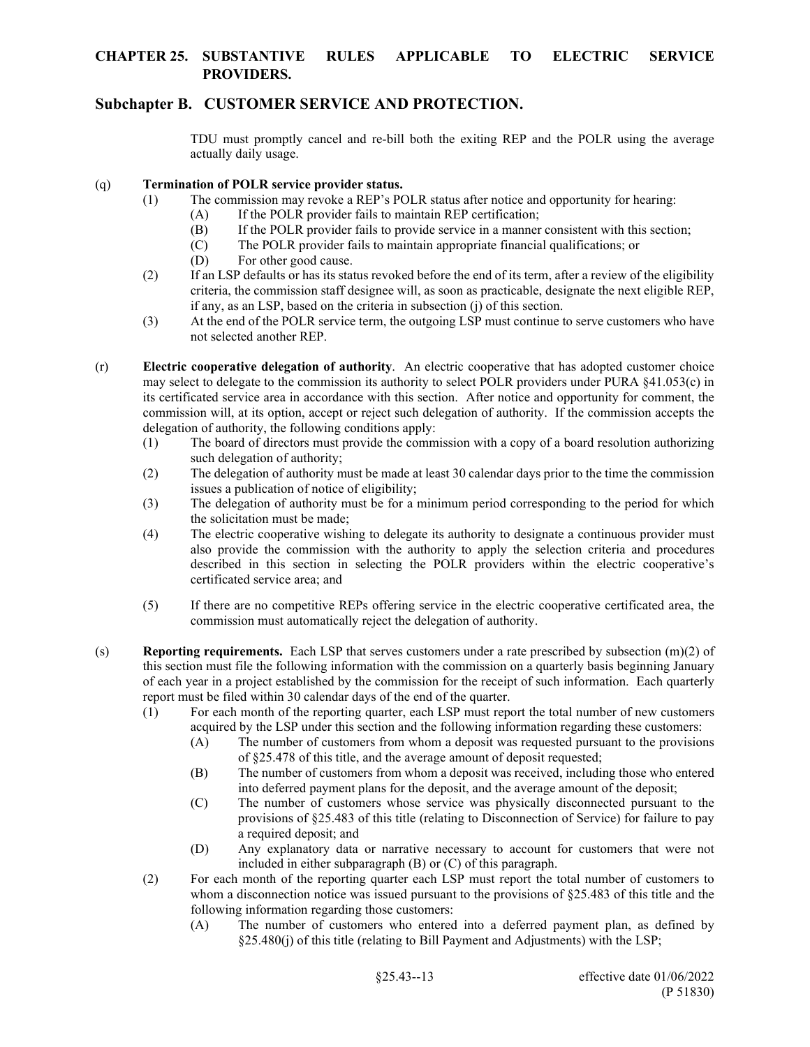TDU must promptly cancel and re-bill both the exiting REP and the POLR using the average actually daily usage.

(q) **Termination of POLR service provider status.**

(1) The commission may revoke a REP's POLR status after notice and opportunity for hearing:

(A) If the POLR provider fails to maintain REP certification;

(B) If the POLR provider fails to provide service in a manner consistent with this section;

(C) The POLR provider fails to maintain appropriate financial qualifications; or

(D) For other good cause.

(2) If an LSP defaults or has its status revoked before the end of its term, after a review of the eligibility criteria, the commission staff designee will, as soon as practicable, designate the next eligible REP, if any, as an LSP, based on the criteria in subsection (j) of this section.

(3) At the end of the POLR service term, the outgoing LSP must continue to serve customers who have not selected another REP.

(r) **Electric cooperative delegation of authority**. An electric cooperative that has adopted customer choice may select to delegate to the commission its authority to select POLR providers under PURA §41.053(c) in its certificated service area in accordance with this section. After notice and opportunity for comment, the commission will, at its option, accept or reject such delegation of authority. If the commission accepts the delegation of authority, the following conditions apply:

(1) The board of directors must provide the commission with a copy of a board resolution authorizing such delegation of authority;

(2) The delegation of authority must be made at least 30 calendar days prior to the time the commission issues a publication of notice of eligibility;

(3) The delegation of authority must be for a minimum period corresponding to the period for which the solicitation must be made;

(4) The electric cooperative wishing to delegate its authority to designate a continuous provider must also provide the commission with the authority to apply the selection criteria and procedures described in this section in selecting the POLR providers within the electric cooperative's certificated service area; and

(5) If there are no competitive REPs offering service in the electric cooperative certificated area, the commission must automatically reject the delegation of authority.

(s) **Reporting requirements.** Each LSP that serves customers under a rate prescribed by subsection (m)(2) of this section must file the following information with the commission on a quarterly basis beginning January of each year in a project established by the commission for the receipt of such information. Each quarterly report must be filed within 30 calendar days of the end of the quarter.

(1) For each month of the reporting quarter, each LSP must report the total number of new customers acquired by the LSP under this section and the following information regarding these customers:

(A) The number of customers from whom a deposit was requested pursuant to the provisions of §25.478 of this title, and the average amount of deposit requested;

(B) The number of customers from whom a deposit was received, including those who entered into deferred payment plans for the deposit, and the average amount of the deposit;

(C) The number of customers whose service was physically disconnected pursuant to the provisions of §25.483 of this title (relating to Disconnection of Service) for failure to pay a required deposit; and

(D) Any explanatory data or narrative necessary to account for customers that were not included in either subparagraph (B) or (C) of this paragraph.

(2) For each month of the reporting quarter each LSP must report the total number of customers to whom a disconnection notice was issued pursuant to the provisions of §25.483 of this title and the following information regarding those customers:

(A) The number of customers who entered into a deferred payment plan, as defined by §25.480(j) of this title (relating to Bill Payment and Adjustments) with the LSP;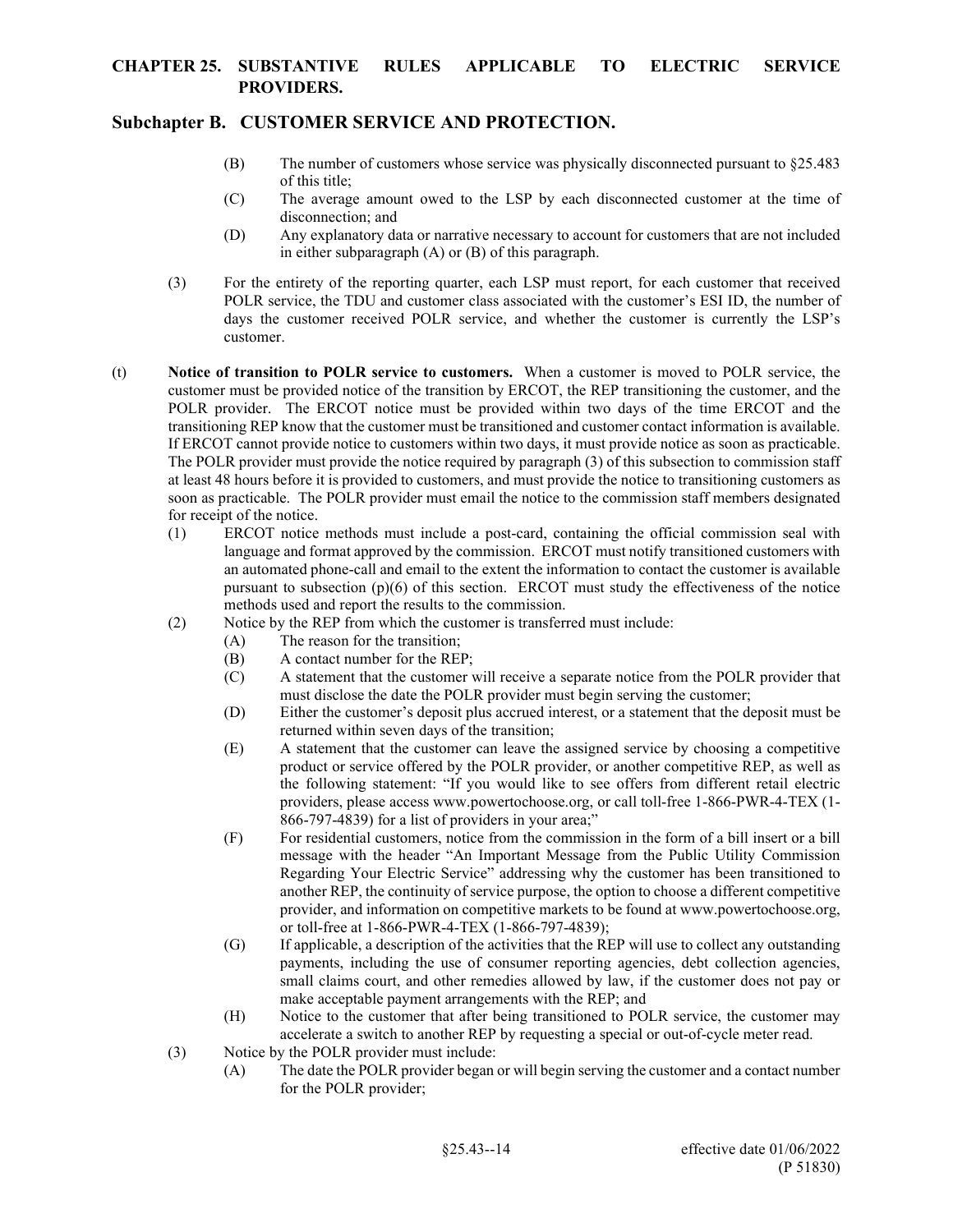(B) The number of customers whose service was physically disconnected pursuant to §25.483 of this title;

(C) The average amount owed to the LSP by each disconnected customer at the time of disconnection; and

(D) Any explanatory data or narrative necessary to account for customers that are not included in either subparagraph (A) or (B) of this paragraph.

(3) For the entirety of the reporting quarter, each LSP must report, for each customer that received POLR service, the TDU and customer class associated with the customer's ESI ID, the number of days the customer received POLR service, and whether the customer is currently the LSP's customer.

(t) **Notice of transition to POLR service to customers.** When a customer is moved to POLR service, the customer must be provided notice of the transition by ERCOT, the REP transitioning the customer, and the POLR provider. The ERCOT notice must be provided within two days of the time ERCOT and the transitioning REP know that the customer must be transitioned and customer contact information is available. If ERCOT cannot provide notice to customers within two days, it must provide notice as soon as practicable. The POLR provider must provide the notice required by paragraph (3) of this subsection to commission staff at least 48 hours before it is provided to customers, and must provide the notice to transitioning customers as soon as practicable. The POLR provider must email the notice to the commission staff members designated for receipt of the notice.

(1) ERCOT notice methods must include a post-card, containing the official commission seal with language and format approved by the commission. ERCOT must notify transitioned customers with an automated phone-call and email to the extent the information to contact the customer is available pursuant to subsection (p)(6) of this section. ERCOT must study the effectiveness of the notice methods used and report the results to the commission.

(2) Notice by the REP from which the customer is transferred must include:

(A) The reason for the transition;

(B) A contact number for the REP;

(C) A statement that the customer will receive a separate notice from the POLR provider that must disclose the date the POLR provider must begin serving the customer;

(D) Either the customer's deposit plus accrued interest, or a statement that the deposit must be returned within seven days of the transition;

(E) A statement that the customer can leave the assigned service by choosing a competitive product or service offered by the POLR provider, or another competitive REP, as well as the following statement: "If you would like to see offers from different retail electric providers, please access www.powertochoose.org, or call toll-free 1-866-PWR-4-TEX (1-866-797-4839) for a list of providers in your area;"

(F) For residential customers, notice from the commission in the form of a bill insert or a bill message with the header "An Important Message from the Public Utility Commission Regarding Your Electric Service" addressing why the customer has been transitioned to another REP, the continuity of service purpose, the option to choose a different competitive provider, and information on competitive markets to be found at www.powertochoose.org, or toll-free at 1-866-PWR-4-TEX (1-866-797-4839);

(G) If applicable, a description of the activities that the REP will use to collect any outstanding payments, including the use of consumer reporting agencies, debt collection agencies, small claims court, and other remedies allowed by law, if the customer does not pay or make acceptable payment arrangements with the REP; and

(H) Notice to the customer that after being transitioned to POLR service, the customer may accelerate a switch to another REP by requesting a special or out-of-cycle meter read.

(3) Notice by the POLR provider must include:

(A) The date the POLR provider began or will begin serving the customer and a contact number for the POLR provider;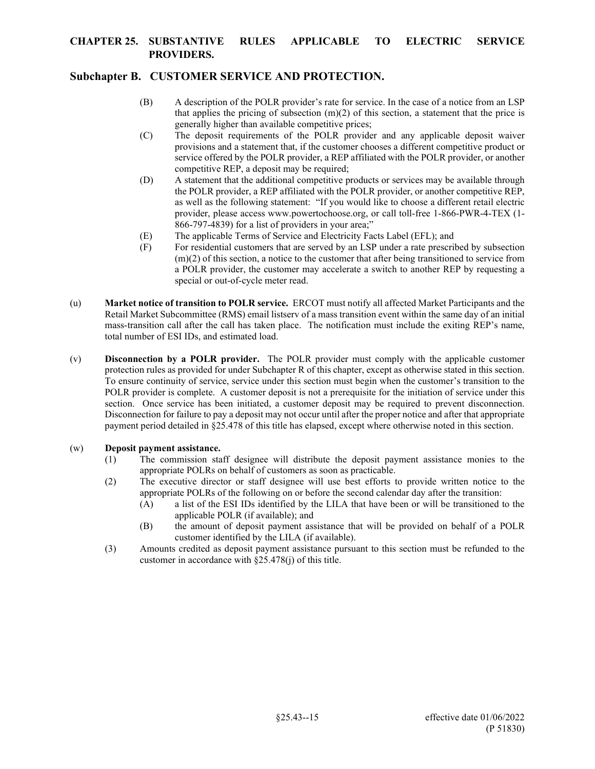(B) A description of the POLR provider's rate for service. In the case of a notice from an LSP that applies the pricing of subsection (m)(2) of this section, a statement that the price is generally higher than available competitive prices;

(C) The deposit requirements of the POLR provider and any applicable deposit waiver provisions and a statement that, if the customer chooses a different competitive product or service offered by the POLR provider, a REP affiliated with the POLR provider, or another competitive REP, a deposit may be required;

(D) A statement that the additional competitive products or services may be available through the POLR provider, a REP affiliated with the POLR provider, or another competitive REP, as well as the following statement: "If you would like to choose a different retail electric provider, please access www.powertochoose.org, or call toll-free 1-866-PWR-4-TEX (1-866-797-4839) for a list of providers in your area;"

(E) The applicable Terms of Service and Electricity Facts Label (EFL); and

(F) For residential customers that are served by an LSP under a rate prescribed by subsection (m)(2) of this section, a notice to the customer that after being transitioned to service from a POLR provider, the customer may accelerate a switch to another REP by requesting a special or out-of-cycle meter read.

(u) **Market notice of transition to POLR service.** ERCOT must notify all affected Market Participants and the Retail Market Subcommittee (RMS) email listserv of a mass transition event within the same day of an initial mass-transition call after the call has taken place. The notification must include the exiting REP's name, total number of ESI IDs, and estimated load.

(v) **Disconnection by a POLR provider.** The POLR provider must comply with the applicable customer protection rules as provided for under Subchapter R of this chapter, except as otherwise stated in this section. To ensure continuity of service, service under this section must begin when the customer's transition to the POLR provider is complete. A customer deposit is not a prerequisite for the initiation of service under this section. Once service has been initiated, a customer deposit may be required to prevent disconnection. Disconnection for failure to pay a deposit may not occur until after the proper notice and after that appropriate payment period detailed in §25.478 of this title has elapsed, except where otherwise noted in this section.

(w) **Deposit payment assistance.**

(1) The commission staff designee will distribute the deposit payment assistance monies to the appropriate POLRs on behalf of customers as soon as practicable.

(2) The executive director or staff designee will use best efforts to provide written notice to the appropriate POLRs of the following on or before the second calendar day after the transition:

(A) a list of the ESI IDs identified by the LILA that have been or will be transitioned to the applicable POLR (if available); and

(B) the amount of deposit payment assistance that will be provided on behalf of a POLR customer identified by the LILA (if available).

(3) Amounts credited as deposit payment assistance pursuant to this section must be refunded to the customer in accordance with §25.478(j) of this title.